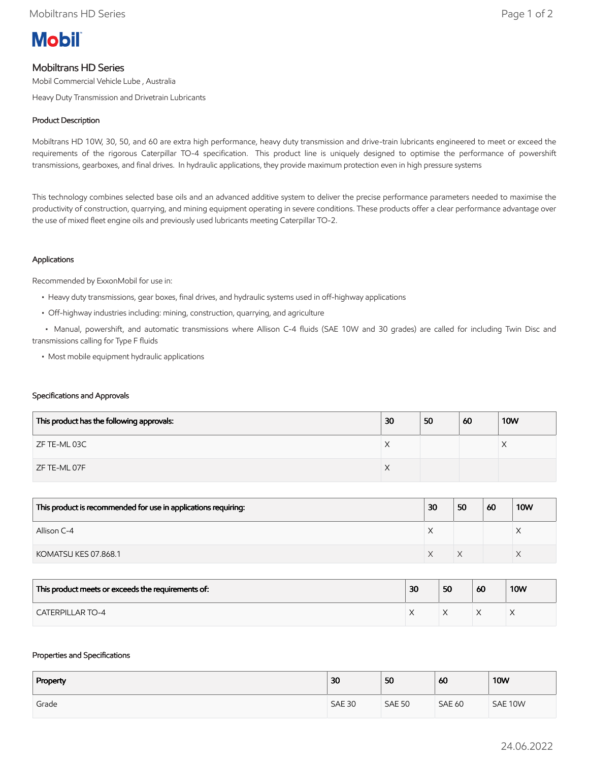# Mobiltrans HD Series

Mobil Commercial Vehicle Lube , Australia

Heavy Duty Transmission and Drivetrain Lubricants

## Product Description

Mobiltrans HD 10W, 30, 50, and 60 are extra high performance, heavy duty transmission and drive-train lubricants engineered to meet or exceed the requirements of the rigorous Caterpillar TO-4 specification. This product line is uniquely designed to optimise the performance of powershift transmissions, gearboxes, and final drives. In hydraulic applications, they provide maximum protection even in high pressure systems

This technology combines selected base oils and an advanced additive system to deliver the precise performance parameters needed to maximise the productivity of construction, quarrying, and mining equipment operating in severe conditions. These products offer a clear performance advantage over the use of mixed fleet engine oils and previously used lubricants meeting Caterpillar TO-2.

## Applications

Recommended by ExxonMobil for use in:

- Heavy duty transmissions, gear boxes, final drives, and hydraulic systems used in off-highway applications
- Off-highway industries including: mining, construction, quarrying, and agriculture
- Manual, powershift, and automatic transmissions where Allison C-4 fluids (SAE 10W and 30 grades) are called for including Twin Disc and transmissions calling for Type F fluids
- Most mobile equipment hydraulic applications

## Specifications and Approvals

| This product has the following approvals: | 30 | 50 | 60 | 10W |
|---|---|---|---|---|
| ZF TE-ML 03C | X | | | X |
| ZF TE-ML 07F | X | | | |

| This product is recommended for use in applications requiring: | 30 | 50 | 60 | 10W |
|---|---|---|---|---|
| Allison C-4 | X | | | X |
| KOMATSU KES 07.868.1 | X | X | | X |

| This product meets or exceeds the requirements of: | 30 | 50 | 60 | 10W |
|---|---|---|---|---|
| CATERPILLAR TO-4 | X | X | X | X |

## Properties and Specifications

| Property | 30 | 50 | 60 | 10W |
|---|---|---|---|---|
| Grade | SAE 30 | SAE 50 | SAE 60 | SAE 10W |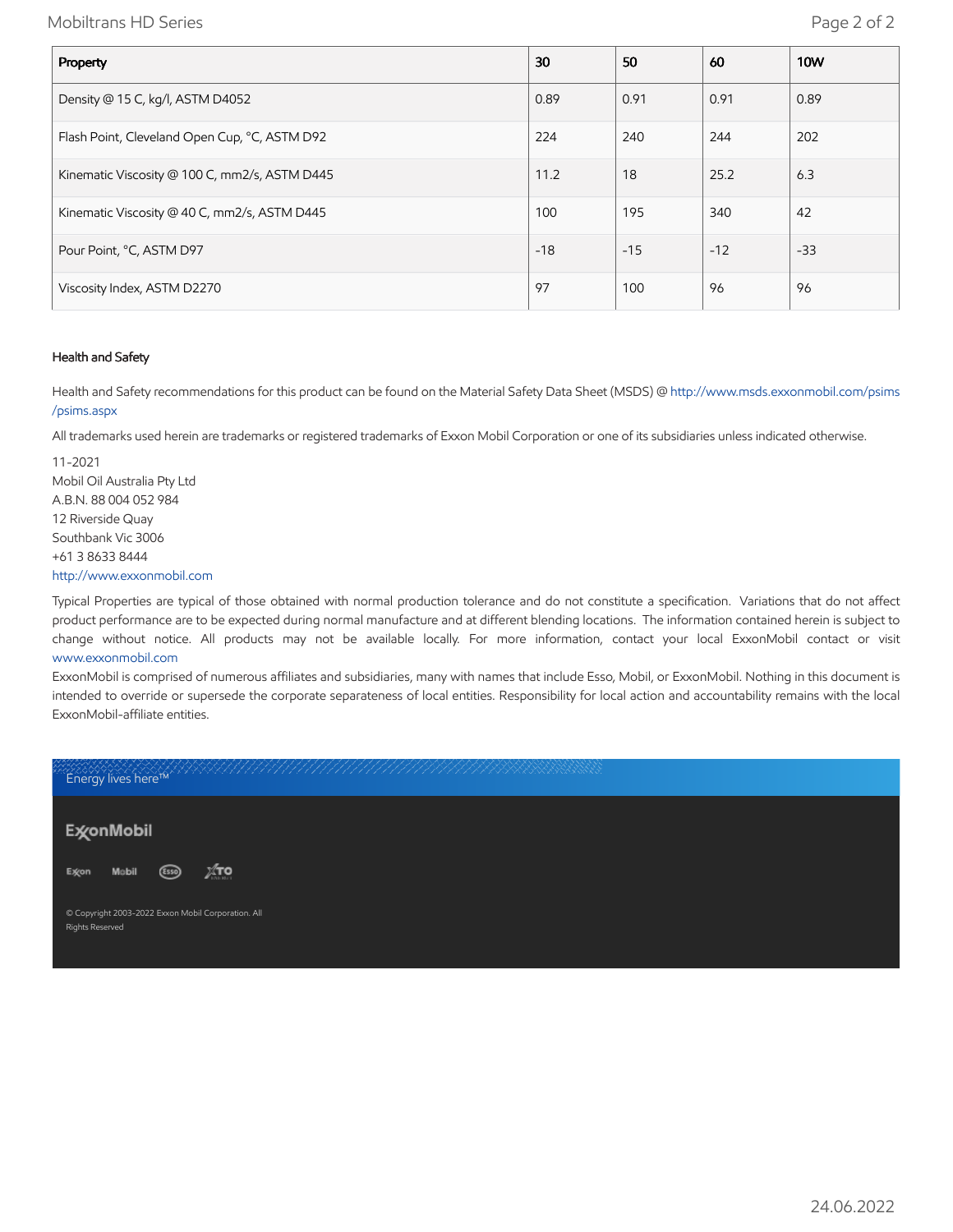| Property | 30 | 50 | 60 | 10W |
|---|---|---|---|---|
| Density @ 15 C, kg/l, ASTM D4052 | 0.89 | 0.91 | 0.91 | 0.89 |
| Flash Point, Cleveland Open Cup, °C, ASTM D92 | 224 | 240 | 244 | 202 |
| Kinematic Viscosity @ 100 C, mm2/s, ASTM D445 | 11.2 | 18 | 25.2 | 6.3 |
| Kinematic Viscosity @ 40 C, mm2/s, ASTM D445 | 100 | 195 | 340 | 42 |
| Pour Point, °C, ASTM D97 | -18 | -15 | -12 | -33 |
| Viscosity Index, ASTM D2270 | 97 | 100 | 96 | 96 |

#### Health and Safety

Health and Safety recommendations for this product can be found on the Material Safety Data Sheet (MSDS) @ http://www.msds.exxonmobil.com/psims/psims.aspx

All trademarks used herein are trademarks or registered trademarks of Exxon Mobil Corporation or one of its subsidiaries unless indicated otherwise.

11-2021
Mobil Oil Australia Pty Ltd
A.B.N. 88 004 052 984
12 Riverside Quay
Southbank Vic 3006
+61 3 8633 8444
http://www.exxonmobil.com

Typical Properties are typical of those obtained with normal production tolerance and do not constitute a specification. Variations that do not affect product performance are to be expected during normal manufacture and at different blending locations. The information contained herein is subject to change without notice. All products may not be available locally. For more information, contact your local ExxonMobil contact or visit www.exxonmobil.com

ExxonMobil is comprised of numerous affiliates and subsidiaries, many with names that include Esso, Mobil, or ExxonMobil. Nothing in this document is intended to override or supersede the corporate separateness of local entities. Responsibility for local action and accountability remains with the local ExxonMobil-affiliate entities.

Energy lives here™

ExxonMobil

Exxon Mobil Esso XTO

© Copyright 2003-2022 Exxon Mobil Corporation. All Rights Reserved